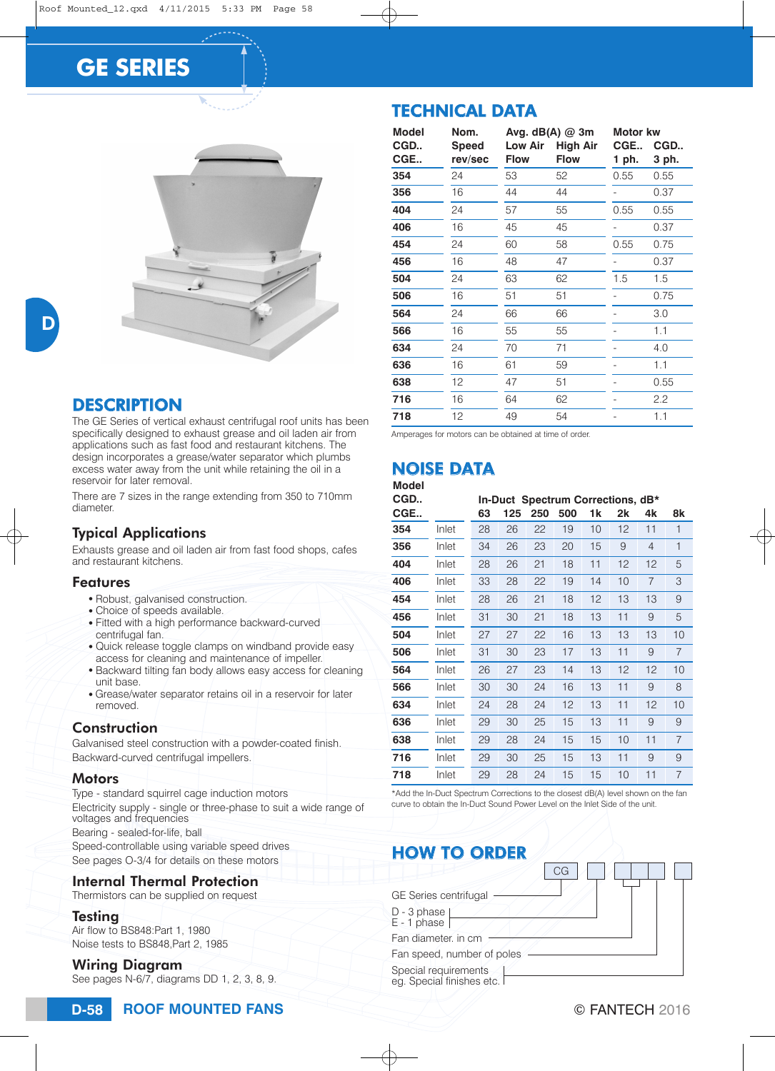# GE SERIES

## DESCRIPTION

The GE Series of vertical exhaust centrifugal roof units has been specifically designed to exhaust grease and oil laden air from applications such as fast food and restaurant kitchens. The design incorporates a grease/water separator which plumbs excess water away from the unit while retaining the oil in a reservoir for later removal.

There are 7 sizes in the range extending from 350 to 710mm diameter.

### Typical Applications

Exhausts grease and oil laden air from fast food shops, cafes and restaurant kitchens.

### Features

- Robust, galvanised construction.
- Choice of speeds available.
- Fitted with a high performance backward-curved centrifugal fan.
- Quick release toggle clamps on windband provide easy access for cleaning and maintenance of impeller.
- Backward tilting fan body allows easy access for cleaning unit base.
- Grease/water separator retains oil in a reservoir for later removed.

### Construction

Galvanised steel construction with a powder-coated finish.
Backward-curved centrifugal impellers.

### Motors

Type - standard squirrel cage induction motors
Electricity supply - single or three-phase to suit a wide range of voltages and frequencies
Bearing - sealed-for-life, ball
Speed-controllable using variable speed drives
See pages O-3/4 for details on these motors

### Internal Thermal Protection

Thermistors can be supplied on request

### Testing

Air flow to BS848:Part 1, 1980
Noise tests to BS848,Part 2, 1985

### Wiring Diagram

See pages N-6/7, diagrams DD 1, 2, 3, 8, 9.

## TECHNICAL DATA

| Model CGD.. CGE.. | Nom. Speed rev/sec | Avg. dB(A) @ 3m Low Air Flow | Avg. dB(A) @ 3m High Air Flow | Motor kw CGE.. 1 ph. | Motor kw CGD.. 3 ph. |
|---|---|---|---|---|---|
| **354** | 24 | 53 | 52 | 0.55 | 0.55 |
| **356** | 16 | 44 | 44 | - | 0.37 |
| **404** | 24 | 57 | 55 | 0.55 | 0.55 |
| **406** | 16 | 45 | 45 | - | 0.37 |
| **454** | 24 | 60 | 58 | 0.55 | 0.75 |
| **456** | 16 | 48 | 47 | - | 0.37 |
| **504** | 24 | 63 | 62 | 1.5 | 1.5 |
| **506** | 16 | 51 | 51 | - | 0.75 |
| **564** | 24 | 66 | 66 | - | 3.0 |
| **566** | 16 | 55 | 55 | - | 1.1 |
| **634** | 24 | 70 | 71 | - | 4.0 |
| **636** | 16 | 61 | 59 | - | 1.1 |
| **638** | 12 | 47 | 51 | - | 0.55 |
| **716** | 16 | 64 | 62 | - | 2.2 |
| **718** | 12 | 49 | 54 | - | 1.1 |

Amperages for motors can be obtained at time of order.

## NOISE DATA

| Model CGD.. CGE.. | | In-Duct Spectrum Corrections, dB* 63 | 125 | 250 | 500 | 1k | 2k | 4k | 8k |
|---|---|---|---|---|---|---|---|---|---|
| **354** | Inlet | 28 | 26 | 22 | 19 | 10 | 12 | 11 | 1 |
| **356** | Inlet | 34 | 26 | 23 | 20 | 15 | 9 | 4 | 1 |
| **404** | Inlet | 28 | 26 | 21 | 18 | 11 | 12 | 12 | 5 |
| **406** | Inlet | 33 | 28 | 22 | 19 | 14 | 10 | 7 | 3 |
| **454** | Inlet | 28 | 26 | 21 | 18 | 12 | 13 | 13 | 9 |
| **456** | Inlet | 31 | 30 | 21 | 18 | 13 | 11 | 9 | 5 |
| **504** | Inlet | 27 | 27 | 22 | 16 | 13 | 13 | 13 | 10 |
| **506** | Inlet | 31 | 30 | 23 | 17 | 13 | 11 | 9 | 7 |
| **564** | Inlet | 26 | 27 | 23 | 14 | 13 | 12 | 12 | 10 |
| **566** | Inlet | 30 | 30 | 24 | 16 | 13 | 11 | 9 | 8 |
| **634** | Inlet | 24 | 28 | 24 | 12 | 13 | 11 | 12 | 10 |
| **636** | Inlet | 29 | 30 | 25 | 13 | 13 | 11 | 9 | 9 |
| **638** | Inlet | 29 | 28 | 24 | 15 | 15 | 10 | 11 | 7 |
| **716** | Inlet | 29 | 30 | 25 | 15 | 13 | 11 | 9 | 9 |
| **718** | Inlet | 29 | 28 | 24 | 15 | 15 | 10 | 11 | 7 |

*Add the In-Duct Spectrum Corrections to the closest dB(A) level shown on the fan curve to obtain the In-Duct Sound Power Level on the Inlet Side of the unit.

## HOW TO ORDER

CG ☐ ☐☐☐ ☐

- GE Series centrifugal
- D - 3 phase / E - 1 phase
- Fan diameter. in cm
- Fan speed, number of poles
- Special requirements eg. Special finishes etc.

D-58 ROOF MOUNTED FANS © FANTECH 2016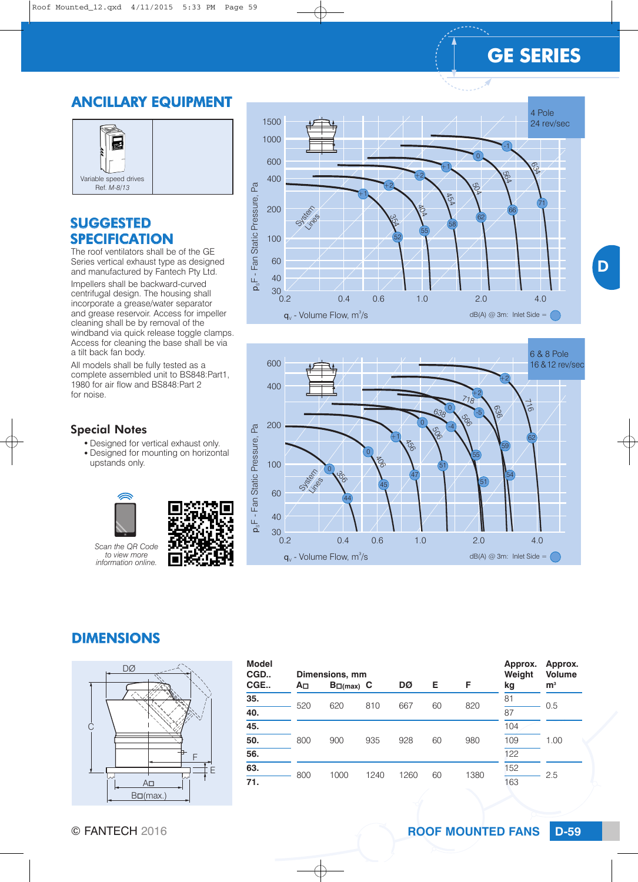# GE SERIES

## ANCILLARY EQUIPMENT

Variable speed drives
Ref. *M-8/13*

## SUGGESTED SPECIFICATION

The roof ventilators shall be of the GE Series vertical exhaust type as designed and manufactured by Fantech Pty Ltd. Impellers shall be backward-curved centrifugal design. The housing shall incorporate a grease/water separator and grease reservoir. Access for impeller cleaning shall be by removal of the windband via quick release toggle clamps. Access for cleaning the base shall be via a tilt back fan body.

All models shall be fully tested as a complete assembled unit to BS848:Part1, 1980 for air flow and BS848:Part 2 for noise.

## Special Notes

- Designed for vertical exhaust only.
- Designed for mounting on horizontal upstands only.

Scan the QR Code to view more information online.

4 Pole
24 rev/sec

1500
1000
600
400
200
100
60
40
30

0.2 0.4 0.6 1.0 2.0 4.0

$p_{sF}$ - Fan Static Pressure, Pa

$q_v$ - Volume Flow, $m^3/s$

System Lines

354 404 454 504 564 634

+1 +2 +2 +1 0 -1 52 55 58 62 66 71

dB(A) @ 3m: Inlet Side =

6 & 8 Pole
16 & 12 rev/sec

600
400
200
100
60
40
30

0.2 0.4 0.6 1.0 2.0 4.0

$p_{sF}$ - Fan Static Pressure, Pa

$q_v$ - Volume Flow, $m^3/s$

System Lines

356 406 456 506 566 636 638 718 716

0 0 +1 0 0 +4 +5 +2 +2 44 45 47 51 51 55 54 59 62

dB(A) @ 3m: Inlet Side =

## DIMENSIONS

DØ
C
F
E
A□
B□(max.)

| Model CGD.. CGE.. | A□ | B□(max) | C | DØ | E | F | Approx. Weight kg | Approx. Volume m³ |
|---|---|---|---|---|---|---|---|---|
| 35. | 520 | 620 | 810 | 667 | 60 | 820 | 81 | 0.5 |
| 40. | | | | | | | 87 | |
| 45. | 800 | 900 | 935 | 928 | 60 | 980 | 104 | 1.00 |
| 50. | | | | | | | 109 | |
| 56. | | | | | | | 122 | |
| 63. | 800 | 1000 | 1240 | 1260 | 60 | 1380 | 152 | 2.5 |
| 71. | | | | | | | 163 | |

© FANTECH 2016

ROOF MOUNTED FANS